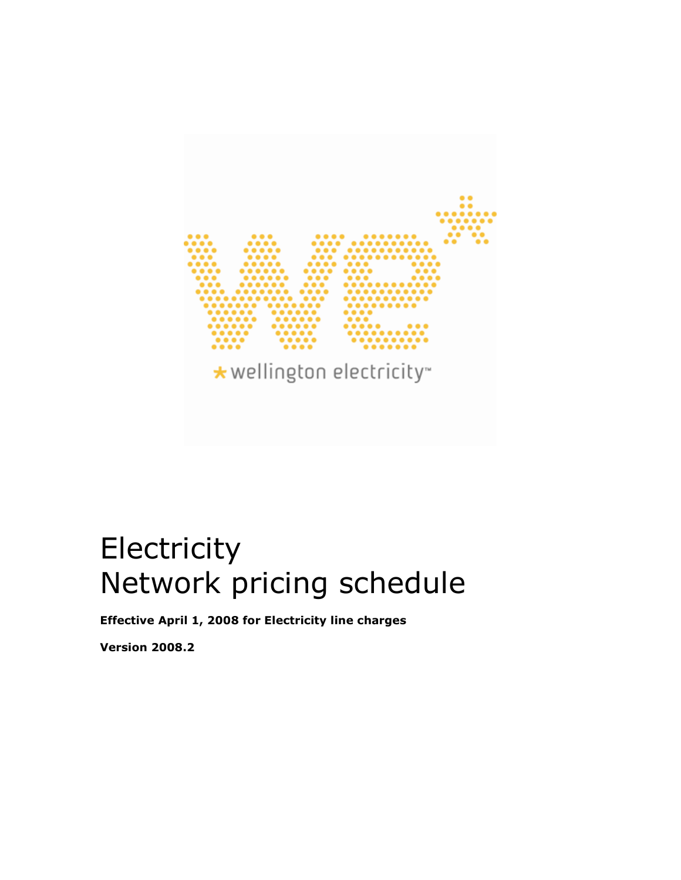# Electricity
# Network pricing schedule

**Effective April 1, 2008 for Electricity line charges**

**Version 2008.2**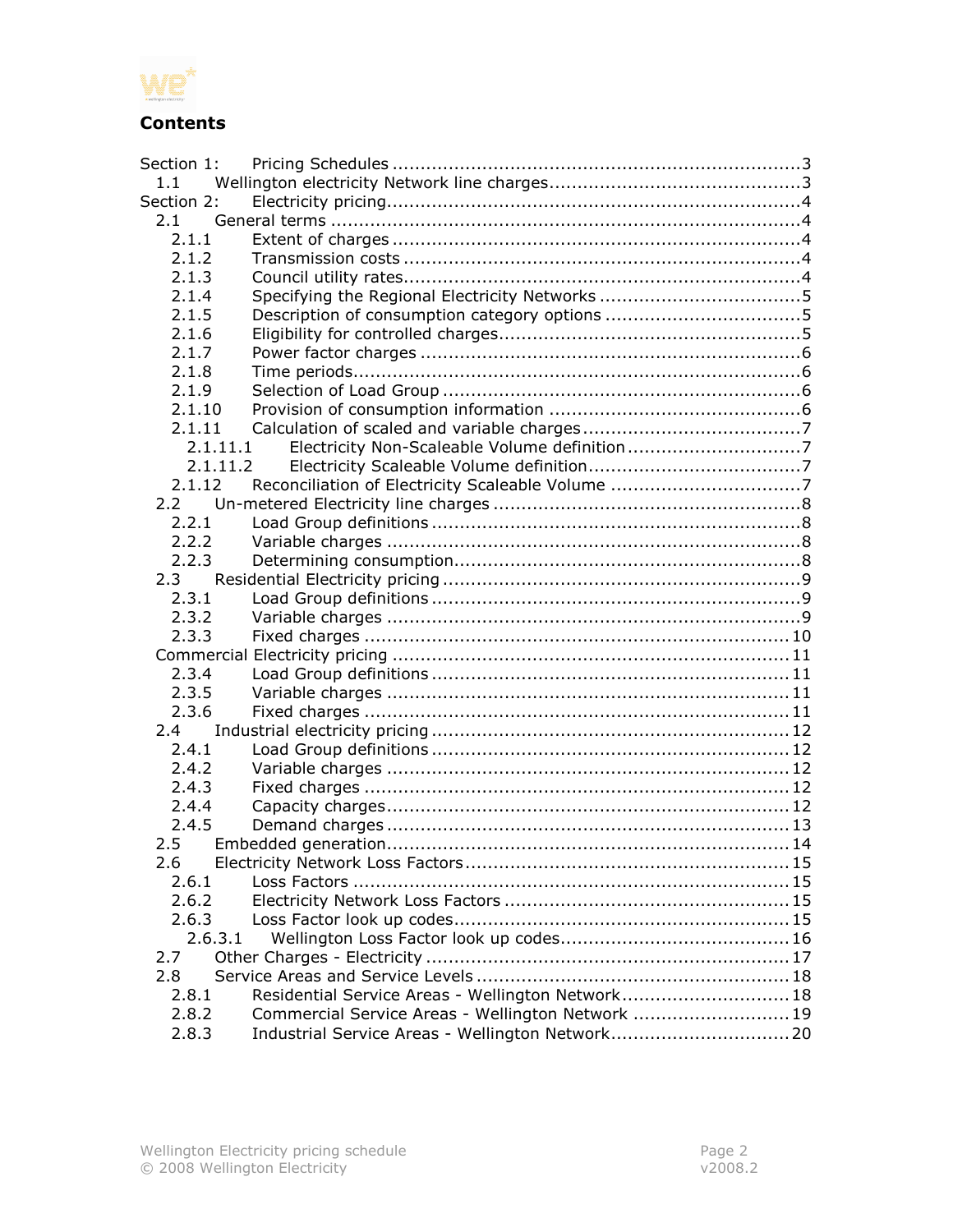# Contents

- Section 1: Pricing Schedules ........................................................................3
  - 1.1 Wellington electricity Network line charges.............................................3
- Section 2: Electricity pricing.........................................................................4
  - 2.1 General terms ...................................................................................4
    - 2.1.1 Extent of charges ........................................................................4
    - 2.1.2 Transmission costs ......................................................................4
    - 2.1.3 Council utility rates......................................................................4
    - 2.1.4 Specifying the Regional Electricity Networks ....................................5
    - 2.1.5 Description of consumption category options ...................................5
    - 2.1.6 Eligibility for controlled charges......................................................5
    - 2.1.7 Power factor charges ...................................................................6
    - 2.1.8 Time periods...............................................................................6
    - 2.1.9 Selection of Load Group ...............................................................6
    - 2.1.10 Provision of consumption information ............................................6
    - 2.1.11 Calculation of scaled and variable charges.......................................7
      - 2.1.11.1 Electricity Non-Scaleable Volume definition ...............................7
      - 2.1.11.2 Electricity Scaleable Volume definition......................................7
    - 2.1.12 Reconciliation of Electricity Scaleable Volume .................................7
  - 2.2 Un-metered Electricity line charges ......................................................8
    - 2.2.1 Load Group definitions .................................................................8
    - 2.2.2 Variable charges .........................................................................8
    - 2.2.3 Determining consumption.............................................................8
  - 2.3 Residential Electricity pricing ...............................................................9
    - 2.3.1 Load Group definitions .................................................................9
    - 2.3.2 Variable charges .........................................................................9
    - 2.3.3 Fixed charges ...........................................................................10
  - Commercial Electricity pricing ...............................................................11
    - 2.3.4 Load Group definitions ...............................................................11
    - 2.3.5 Variable charges .......................................................................11
    - 2.3.6 Fixed charges ...........................................................................11
  - 2.4 Industrial electricity pricing ...............................................................12
    - 2.4.1 Load Group definitions ...............................................................12
    - 2.4.2 Variable charges .......................................................................12
    - 2.4.3 Fixed charges ...........................................................................12
    - 2.4.4 Capacity charges.......................................................................12
    - 2.4.5 Demand charges .......................................................................13
  - 2.5 Embedded generation......................................................................14
  - 2.6 Electricity Network Loss Factors .........................................................15
    - 2.6.1 Loss Factors .............................................................................15
    - 2.6.2 Electricity Network Loss Factors ..................................................15
    - 2.6.3 Loss Factor look up codes...........................................................15
      - 2.6.3.1 Wellington Loss Factor look up codes........................................16
  - 2.7 Other Charges - Electricity ................................................................17
  - 2.8 Service Areas and Service Levels .......................................................18
    - 2.8.1 Residential Service Areas - Wellington Network..............................18
    - 2.8.2 Commercial Service Areas - Wellington Network ............................19
    - 2.8.3 Industrial Service Areas - Wellington Network................................20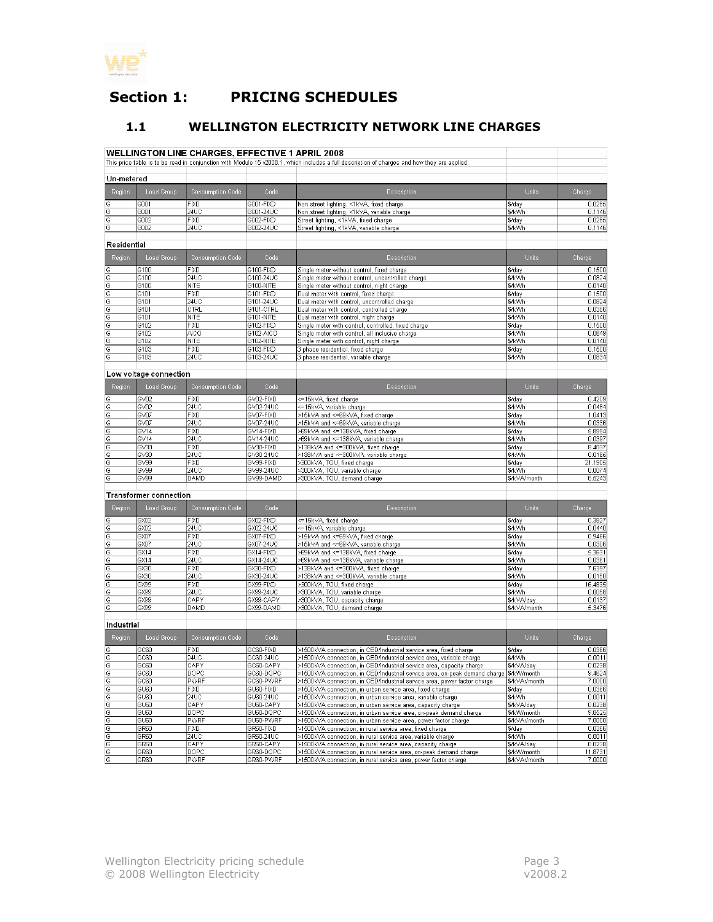# Section 1: PRICING SCHEDULES

## 1.1 WELLINGTON ELECTRICITY NETWORK LINE CHARGES

**WELLINGTON LINE CHARGES, EFFECTIVE 1 APRIL 2008**

This price table is to be read in conjunction with Module 15 v2008.1, which includes a full description of charges and how they are applied.

**Un-metered**

| Region | Load Group | Consumption Code | Code | Description | Units | Charge |
|---|---|---|---|---|---|---|
| G | G001 | FIXD | G001-FIXD | Non street lighting, <1kVA, fixed charge | $/day | 0.0265 |
| G | G001 | 24UC | G001-24UC | Non street lighting, <1kVA, variable charge | $/kWh | 0.1146 |
| G | G002 | FIXD | G002-FIXD | Street lighting, <1kVA, fixed charge | $/day | 0.0265 |
| G | G002 | 24UC | G002-24UC | Street lighting, <1kVA, variable charge | $/kWh | 0.1146 |

**Residential**

| Region | Load Group | Consumption Code | Code | Description | Units | Charge |
|---|---|---|---|---|---|---|
| G | G100 | FIXD | G100-FIXD | Single meter without control, fixed charge | $/day | 0.1500 |
| G | G100 | 24UC | G100-24UC | Single meter without control, uncontrolled charge | $/kWh | 0.0824 |
| G | G100 | NITE | G100-NITE | Single meter without control, night charge | $/kWh | 0.0140 |
| G | G101 | FIXD | G101-FIXD | Dual meter with control, fixed charge | $/day | 0.1500 |
| G | G101 | 24UC | G101-24UC | Dual meter with control, uncontrolled charge | $/kWh | 0.0824 |
| G | G101 | CTRL | G101-CTRL | Dual meter with control, controlled charge | $/kWh | 0.0366 |
| G | G101 | NITE | G101-NITE | Dual meter with control, night charge | $/kWh | 0.0140 |
| G | G102 | FIXD | G102-FIXD | Single meter with control, controlled, fixed charge | $/day | 0.1500 |
| G | G102 | AICO | G102-AICO | Single meter with control, all inclusive charge | $/kWh | 0.0649 |
| G | G102 | NITE | G102-NITE | Single meter with control, night charge | $/kWh | 0.0140 |
| G | G103 | FIXD | G103-FIXD | 3 phase residential, fixed charge | $/day | 0.1500 |
| G | G103 | 24UC | G103-24UC | 3 phase residential, variable charge | $/kWh | 0.0834 |

**Low voltage connection**

| Region | Load Group | Consumption Code | Code | Description | Units | Charge |
|---|---|---|---|---|---|---|
| G | GV02 | FIXD | GV02-FIXD | <=15kVA, fixed charge | $/day | 0.4209 |
| G | GV02 | 24UC | GV02-24UC | <=15kVA, variable charge | $/kWh | 0.0484 |
| G | GV07 | FIXD | GV07-FIXD | >15kVA and <=69kVA, fixed charge | $/day | 1.0413 |
| G | GV07 | 24UC | GV07-24UC | >15kVA and <=69kVA, variable charge | $/kWh | 0.0336 |
| G | GV14 | FIXD | GV14-FIXD | >69kVA and <=138kVA, fixed charge | $/day | 5.6994 |
| G | GV14 | 24UC | GV14-24UC | >69kVA and <=138kVA, variable charge | $/kWh | 0.0397 |
| G | GV30 | FIXD | GV30-FIXD | >138kVA and <=300kVA, fixed charge | $/day | 8.4037 |
| G | GV30 | 24UC | GV30-24UC | >138kVA and <=300kVA, variable charge | $/kWh | 0.0166 |
| G | GV99 | FIXD | GV99-FIXD | >300kVA, TOU, fixed charge | $/day | 21.1905 |
| G | GV99 | 24UC | GV99-24UC | >300kVA, TOU, variable charge | $/kWh | 0.0074 |
| G | GV99 | DAMD | GV99-DAMD | >300kVA, TOU, demand charge | $/kVA/month | 6.5243 |

**Transformer connection**

| Region | Load Group | Consumption Code | Code | Description | Units | Charge |
|---|---|---|---|---|---|---|
| G | GX02 | FIXD | GX02-FIXD | <=15kVA, fixed charge | $/day | 0.3927 |
| G | GX02 | 24UC | GX02-24UC | <=15kVA, variable charge | $/kWh | 0.0440 |
| G | GX07 | FIXD | GX07-FIXD | >15kVA and <=69kVA, fixed charge | $/day | 0.9466 |
| G | GX07 | 24UC | GX07-24UC | >15kVA and <=69kVA, variable charge | $/kWh | 0.0306 |
| G | GX14 | FIXD | GX14-FIXD | >69kVA and <=138kVA, fixed charge | $/day | 5.3631 |
| G | GX14 | 24UC | GX14-24UC | >69kVA and <=138kVA, variable charge | $/kWh | 0.0361 |
| G | GX30 | FIXD | GX30-FIXD | >138kVA and <=300kVA, fixed charge | $/day | 7.6397 |
| G | GX30 | 24UC | GX30-24UC | >138kVA and <=300kVA, variable charge | $/kWh | 0.0150 |
| G | GX99 | FIXD | GX99-FIXD | >300kVA, TOU, fixed charge | $/day | 16.4835 |
| G | GX99 | 24UC | GX99-24UC | >300kVA, TOU, variable charge | $/kWh | 0.0058 |
| G | GX99 | CAPY | GX99-CAPY | >300kVA, TOU, capacity charge | $/kVA/day | 0.0137 |
| G | GX99 | DAMD | GX99-DAMD | >300kVA, TOU, demand charge | $/kVA/month | 5.3476 |

**Industrial**

| Region | Load Group | Consumption Code | Code | Description | Units | Charge |
|---|---|---|---|---|---|---|
| G | GC60 | FIXD | GC60-FIXD | >1500kVA connection, in CBD/industrial service area, fixed charge | $/day | 0.0366 |
| G | GC60 | 24UC | GC60-24UC | >1500kVA connection, in CBD/industrial service area, variable charge | $/kWh | 0.0011 |
| G | GC60 | CAPY | GC60-CAPY | >1500kVA connection, in CBD/industrial service area, capacity charge | $/kVA/day | 0.0238 |
| G | GC60 | DOPC | GC60-DOPC | >1500kVA connection, in CBD/industrial service area, on-peak demand charge | $/kW/month | 9.4624 |
| G | GC60 | PWRF | GC60-PWRF | >1500kVA connection, in CBD/industrial service area, power factor charge | $/kVAr/month | 7.0000 |
| G | GU60 | FIXD | GU60-FIXD | >1500kVA connection, in urban service area, fixed charge | $/day | 0.0366 |
| G | GU60 | 24UC | GU60-24UC | >1500kVA connection, in urban service area, variable charge | $/kWh | 0.0011 |
| G | GU60 | CAPY | GU60-CAPY | >1500kVA connection, in urban service area, capacity charge | $/kVA/day | 0.0238 |
| G | GU60 | DOPC | GU60-DOPC | >1500kVA connection, in urban service area, on-peak demand charge | $/kW/month | 9.8525 |
| G | GU60 | PWRF | GU60-PWRF | >1500kVA connection, in urban service area, power factor charge | $/kVAr/month | 7.0000 |
| G | GR60 | FIXD | GR60-FIXD | >1500kVA connection, in rural service area, fixed charge | $/day | 0.0366 |
| G | GR60 | 24UC | GR60-24UC | >1500kVA connection, in rural service area, variable charge | $/kWh | 0.0011 |
| G | GR60 | CAPY | GR60-CAPY | >1500kVA connection, in rural service area, capacity charge | $/kVA/day | 0.0238 |
| G | GR60 | DOPC | GR60-DOPC | >1500kVA connection, in rural service area, on-peak demand charge | $/kW/month | 11.8731 |
| G | GR60 | PWRF | GR60-PWRF | >1500kVA connection, in rural service area, power factor charge | $/kVAr/month | 7.0000 |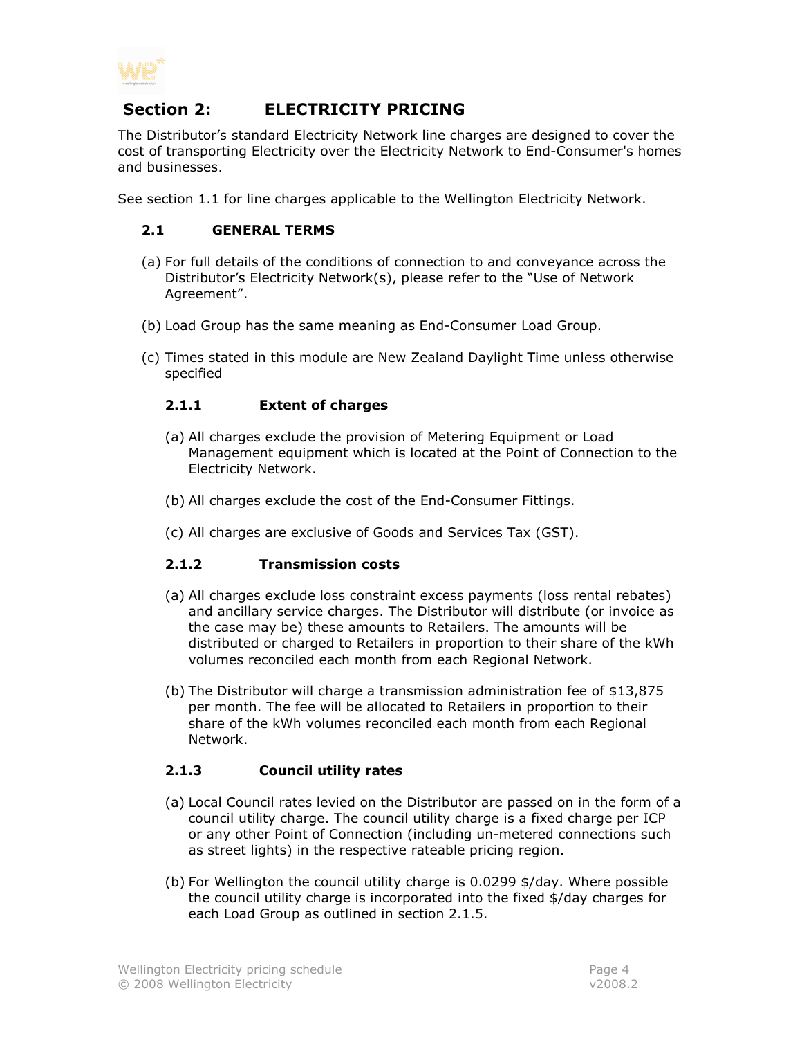# Section 2: ELECTRICITY PRICING

The Distributor's standard Electricity Network line charges are designed to cover the cost of transporting Electricity over the Electricity Network to End-Consumer's homes and businesses.

See section 1.1 for line charges applicable to the Wellington Electricity Network.

## 2.1 GENERAL TERMS

(a) For full details of the conditions of connection to and conveyance across the Distributor's Electricity Network(s), please refer to the "Use of Network Agreement".

(b) Load Group has the same meaning as End-Consumer Load Group.

(c) Times stated in this module are New Zealand Daylight Time unless otherwise specified

### 2.1.1 Extent of charges

(a) All charges exclude the provision of Metering Equipment or Load Management equipment which is located at the Point of Connection to the Electricity Network.

(b) All charges exclude the cost of the End-Consumer Fittings.

(c) All charges are exclusive of Goods and Services Tax (GST).

### 2.1.2 Transmission costs

(a) All charges exclude loss constraint excess payments (loss rental rebates) and ancillary service charges. The Distributor will distribute (or invoice as the case may be) these amounts to Retailers. The amounts will be distributed or charged to Retailers in proportion to their share of the kWh volumes reconciled each month from each Regional Network.

(b) The Distributor will charge a transmission administration fee of $13,875 per month. The fee will be allocated to Retailers in proportion to their share of the kWh volumes reconciled each month from each Regional Network.

### 2.1.3 Council utility rates

(a) Local Council rates levied on the Distributor are passed on in the form of a council utility charge. The council utility charge is a fixed charge per ICP or any other Point of Connection (including un-metered connections such as street lights) in the respective rateable pricing region.

(b) For Wellington the council utility charge is 0.0299 $/day. Where possible the council utility charge is incorporated into the fixed $/day charges for each Load Group as outlined in section 2.1.5.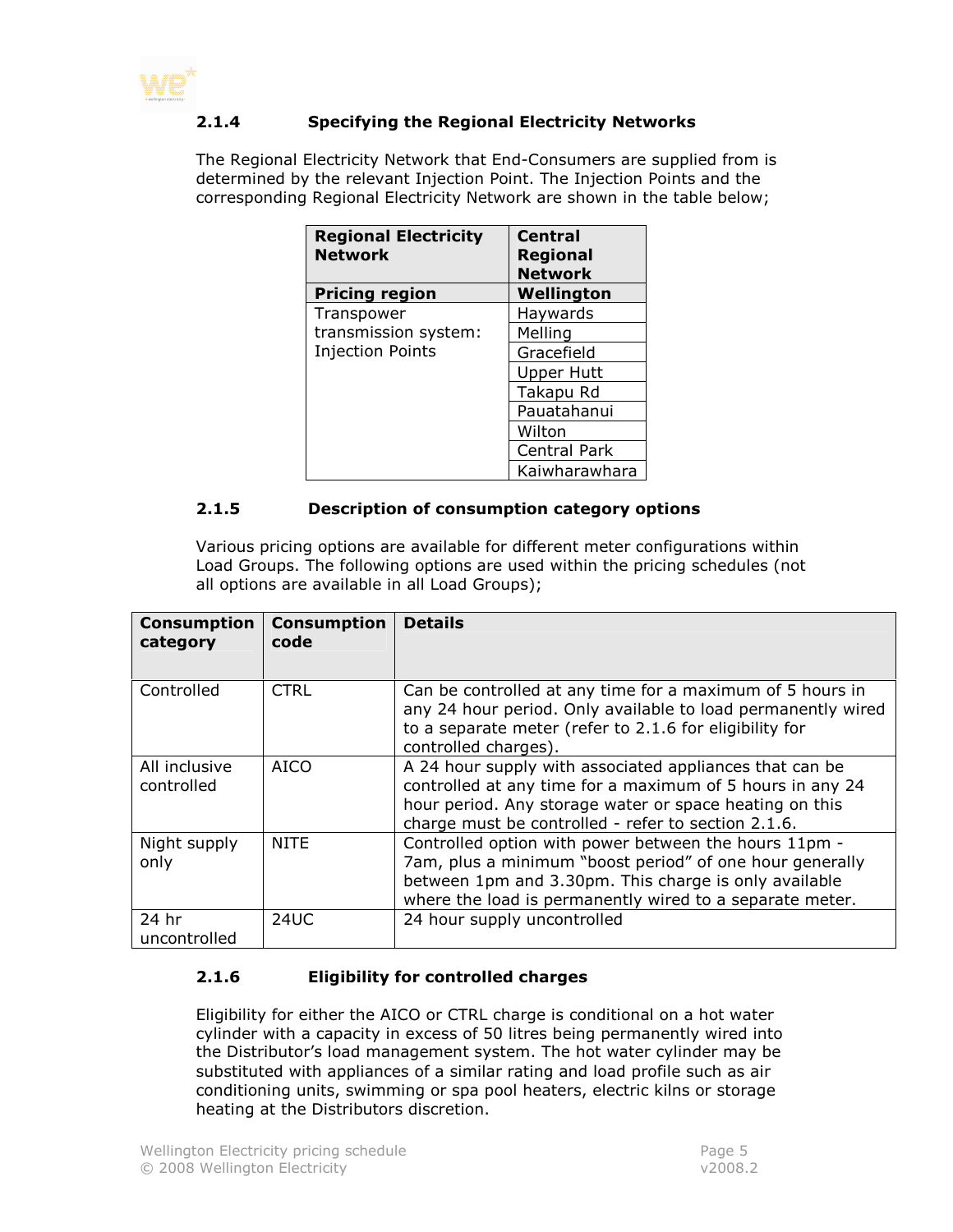### 2.1.4 Specifying the Regional Electricity Networks

The Regional Electricity Network that End-Consumers are supplied from is determined by the relevant Injection Point. The Injection Points and the corresponding Regional Electricity Network are shown in the table below;

| **Regional Electricity Network** | **Central Regional Network** |
|---|---|
| **Pricing region** | **Wellington** |
| Transpower transmission system: Injection Points | Haywards |
| | Melling |
| | Gracefield |
| | Upper Hutt |
| | Takapu Rd |
| | Pauatahanui |
| | Wilton |
| | Central Park |
| | Kaiwharawhara |

### 2.1.5 Description of consumption category options

Various pricing options are available for different meter configurations within Load Groups. The following options are used within the pricing schedules (not all options are available in all Load Groups);

| **Consumption category** | **Consumption code** | **Details** |
|---|---|---|
| Controlled | CTRL | Can be controlled at any time for a maximum of 5 hours in any 24 hour period. Only available to load permanently wired to a separate meter (refer to 2.1.6 for eligibility for controlled charges). |
| All inclusive controlled | AICO | A 24 hour supply with associated appliances that can be controlled at any time for a maximum of 5 hours in any 24 hour period. Any storage water or space heating on this charge must be controlled - refer to section 2.1.6. |
| Night supply only | NITE | Controlled option with power between the hours 11pm - 7am, plus a minimum "boost period" of one hour generally between 1pm and 3.30pm. This charge is only available where the load is permanently wired to a separate meter. |
| 24 hr uncontrolled | 24UC | 24 hour supply uncontrolled |

### 2.1.6 Eligibility for controlled charges

Eligibility for either the AICO or CTRL charge is conditional on a hot water cylinder with a capacity in excess of 50 litres being permanently wired into the Distributor's load management system. The hot water cylinder may be substituted with appliances of a similar rating and load profile such as air conditioning units, swimming or spa pool heaters, electric kilns or storage heating at the Distributors discretion.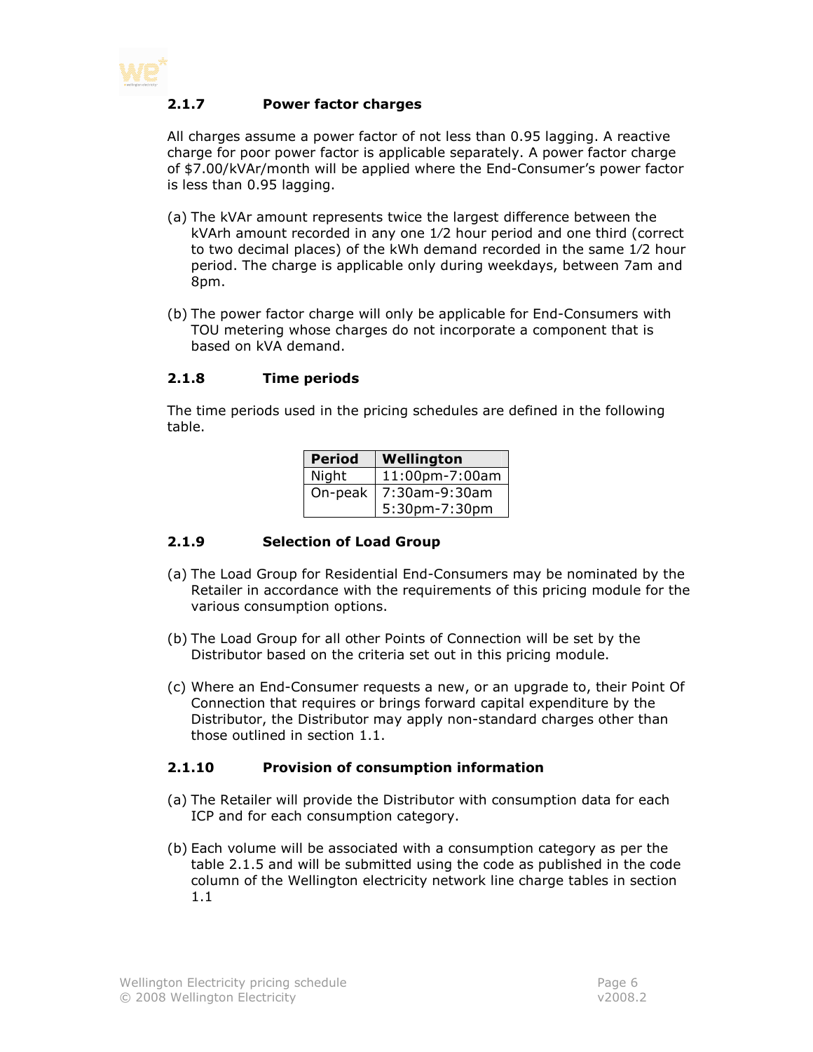### 2.1.7 Power factor charges

All charges assume a power factor of not less than 0.95 lagging. A reactive charge for poor power factor is applicable separately. A power factor charge of $7.00/kVAr/month will be applied where the End-Consumer's power factor is less than 0.95 lagging.

(a) The kVAr amount represents twice the largest difference between the kVArh amount recorded in any one 1/2 hour period and one third (correct to two decimal places) of the kWh demand recorded in the same 1/2 hour period. The charge is applicable only during weekdays, between 7am and 8pm.

(b) The power factor charge will only be applicable for End-Consumers with TOU metering whose charges do not incorporate a component that is based on kVA demand.

### 2.1.8 Time periods

The time periods used in the pricing schedules are defined in the following table.

| Period | Wellington |
|---|---|
| Night | 11:00pm-7:00am |
| On-peak | 7:30am-9:30am<br>5:30pm-7:30pm |

### 2.1.9 Selection of Load Group

(a) The Load Group for Residential End-Consumers may be nominated by the Retailer in accordance with the requirements of this pricing module for the various consumption options.

(b) The Load Group for all other Points of Connection will be set by the Distributor based on the criteria set out in this pricing module.

(c) Where an End-Consumer requests a new, or an upgrade to, their Point Of Connection that requires or brings forward capital expenditure by the Distributor, the Distributor may apply non-standard charges other than those outlined in section 1.1.

### 2.1.10 Provision of consumption information

(a) The Retailer will provide the Distributor with consumption data for each ICP and for each consumption category.

(b) Each volume will be associated with a consumption category as per the table 2.1.5 and will be submitted using the code as published in the code column of the Wellington electricity network line charge tables in section 1.1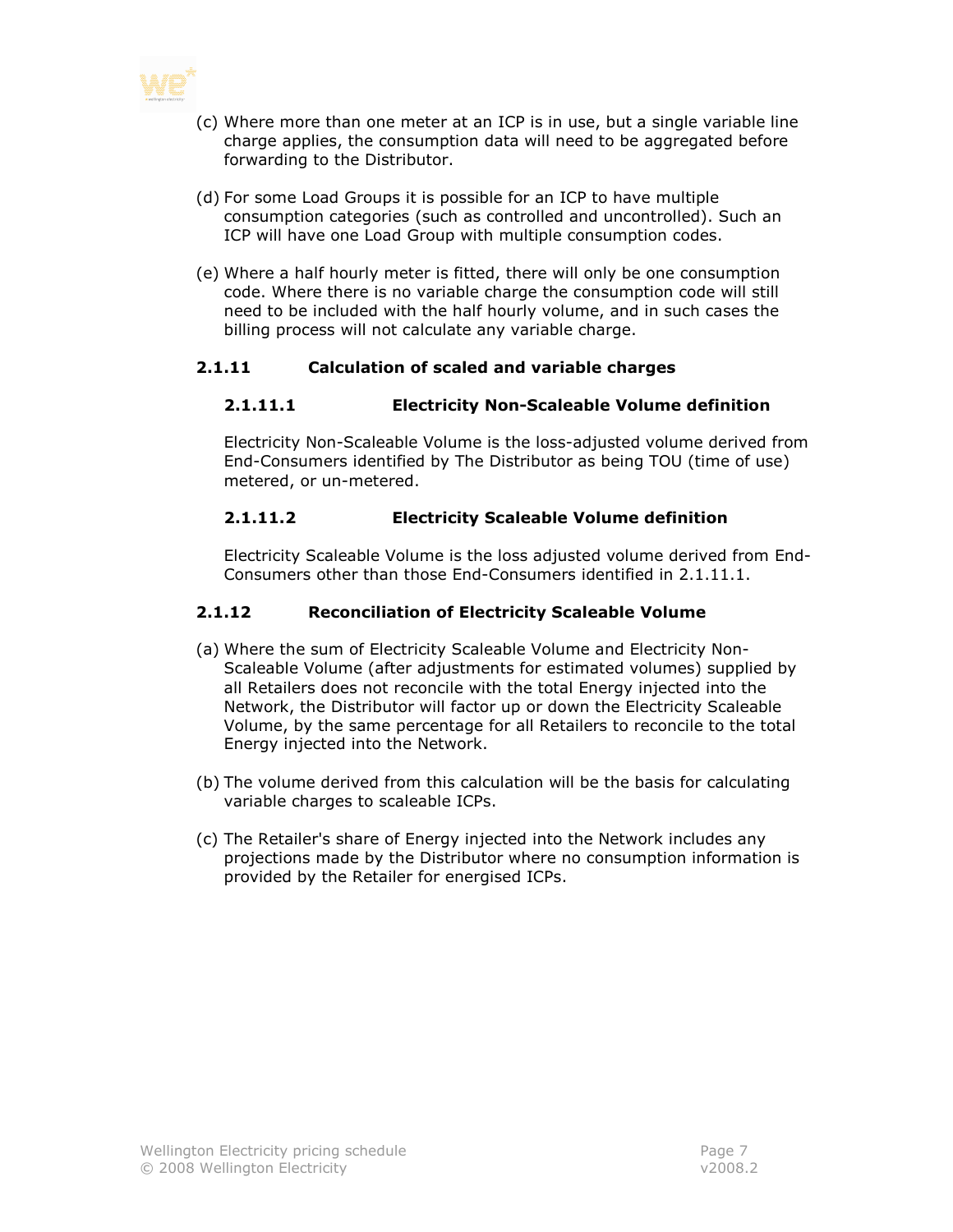(c) Where more than one meter at an ICP is in use, but a single variable line charge applies, the consumption data will need to be aggregated before forwarding to the Distributor.

(d) For some Load Groups it is possible for an ICP to have multiple consumption categories (such as controlled and uncontrolled). Such an ICP will have one Load Group with multiple consumption codes.

(e) Where a half hourly meter is fitted, there will only be one consumption code. Where there is no variable charge the consumption code will still need to be included with the half hourly volume, and in such cases the billing process will not calculate any variable charge.

### 2.1.11 Calculation of scaled and variable charges

#### 2.1.11.1 Electricity Non-Scaleable Volume definition

Electricity Non-Scaleable Volume is the loss-adjusted volume derived from End-Consumers identified by The Distributor as being TOU (time of use) metered, or un-metered.

#### 2.1.11.2 Electricity Scaleable Volume definition

Electricity Scaleable Volume is the loss adjusted volume derived from End-Consumers other than those End-Consumers identified in 2.1.11.1.

### 2.1.12 Reconciliation of Electricity Scaleable Volume

(a) Where the sum of Electricity Scaleable Volume and Electricity Non-Scaleable Volume (after adjustments for estimated volumes) supplied by all Retailers does not reconcile with the total Energy injected into the Network, the Distributor will factor up or down the Electricity Scaleable Volume, by the same percentage for all Retailers to reconcile to the total Energy injected into the Network.

(b) The volume derived from this calculation will be the basis for calculating variable charges to scaleable ICPs.

(c) The Retailer's share of Energy injected into the Network includes any projections made by the Distributor where no consumption information is provided by the Retailer for energised ICPs.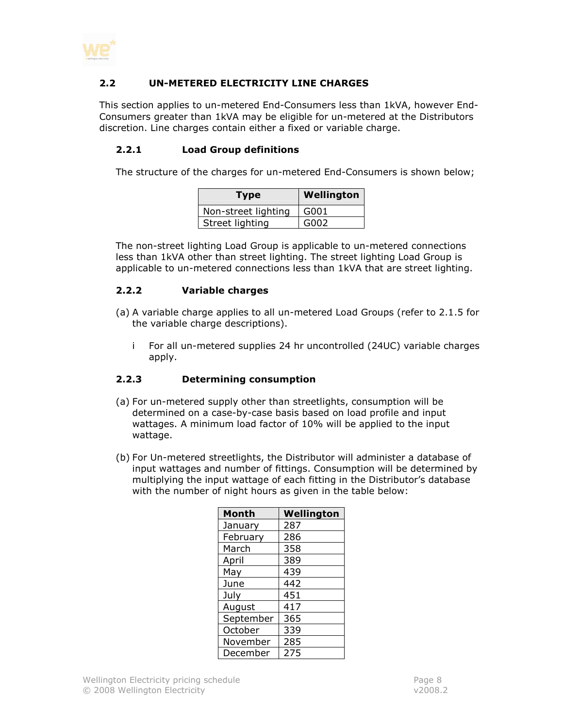## 2.2 UN-METERED ELECTRICITY LINE CHARGES

This section applies to un-metered End-Consumers less than 1kVA, however End-Consumers greater than 1kVA may be eligible for un-metered at the Distributors discretion. Line charges contain either a fixed or variable charge.

### 2.2.1 Load Group definitions

The structure of the charges for un-metered End-Consumers is shown below;

| Type | Wellington |
|---|---|
| Non-street lighting | G001 |
| Street lighting | G002 |

The non-street lighting Load Group is applicable to un-metered connections less than 1kVA other than street lighting. The street lighting Load Group is applicable to un-metered connections less than 1kVA that are street lighting.

### 2.2.2 Variable charges

(a) A variable charge applies to all un-metered Load Groups (refer to 2.1.5 for the variable charge descriptions).

  i For all un-metered supplies 24 hr uncontrolled (24UC) variable charges apply.

### 2.2.3 Determining consumption

(a) For un-metered supply other than streetlights, consumption will be determined on a case-by-case basis based on load profile and input wattages. A minimum load factor of 10% will be applied to the input wattage.

(b) For Un-metered streetlights, the Distributor will administer a database of input wattages and number of fittings. Consumption will be determined by multiplying the input wattage of each fitting in the Distributor's database with the number of night hours as given in the table below:

| Month | Wellington |
|---|---|
| January | 287 |
| February | 286 |
| March | 358 |
| April | 389 |
| May | 439 |
| June | 442 |
| July | 451 |
| August | 417 |
| September | 365 |
| October | 339 |
| November | 285 |
| December | 275 |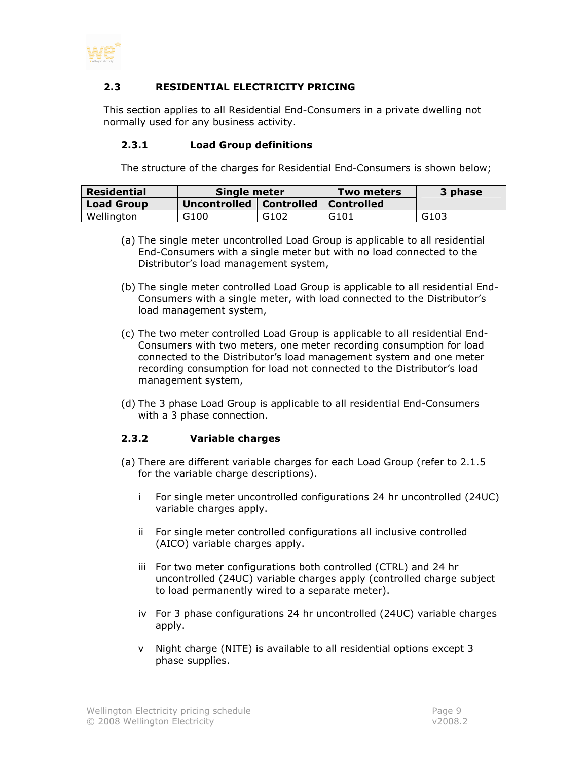## 2.3 RESIDENTIAL ELECTRICITY PRICING

This section applies to all Residential End-Consumers in a private dwelling not normally used for any business activity.

### 2.3.1 Load Group definitions

The structure of the charges for Residential End-Consumers is shown below;

| Residential | Single meter | | Two meters | 3 phase |
|---|---|---|---|---|
| Load Group | Uncontrolled | Controlled | Controlled | |
| Wellington | G100 | G102 | G101 | G103 |

(a) The single meter uncontrolled Load Group is applicable to all residential End-Consumers with a single meter but with no load connected to the Distributor's load management system,

(b) The single meter controlled Load Group is applicable to all residential End-Consumers with a single meter, with load connected to the Distributor's load management system,

(c) The two meter controlled Load Group is applicable to all residential End-Consumers with two meters, one meter recording consumption for load connected to the Distributor's load management system and one meter recording consumption for load not connected to the Distributor's load management system,

(d) The 3 phase Load Group is applicable to all residential End-Consumers with a 3 phase connection.

### 2.3.2 Variable charges

(a) There are different variable charges for each Load Group (refer to 2.1.5 for the variable charge descriptions).

i For single meter uncontrolled configurations 24 hr uncontrolled (24UC) variable charges apply.

ii For single meter controlled configurations all inclusive controlled (AICO) variable charges apply.

iii For two meter configurations both controlled (CTRL) and 24 hr uncontrolled (24UC) variable charges apply (controlled charge subject to load permanently wired to a separate meter).

iv For 3 phase configurations 24 hr uncontrolled (24UC) variable charges apply.

v Night charge (NITE) is available to all residential options except 3 phase supplies.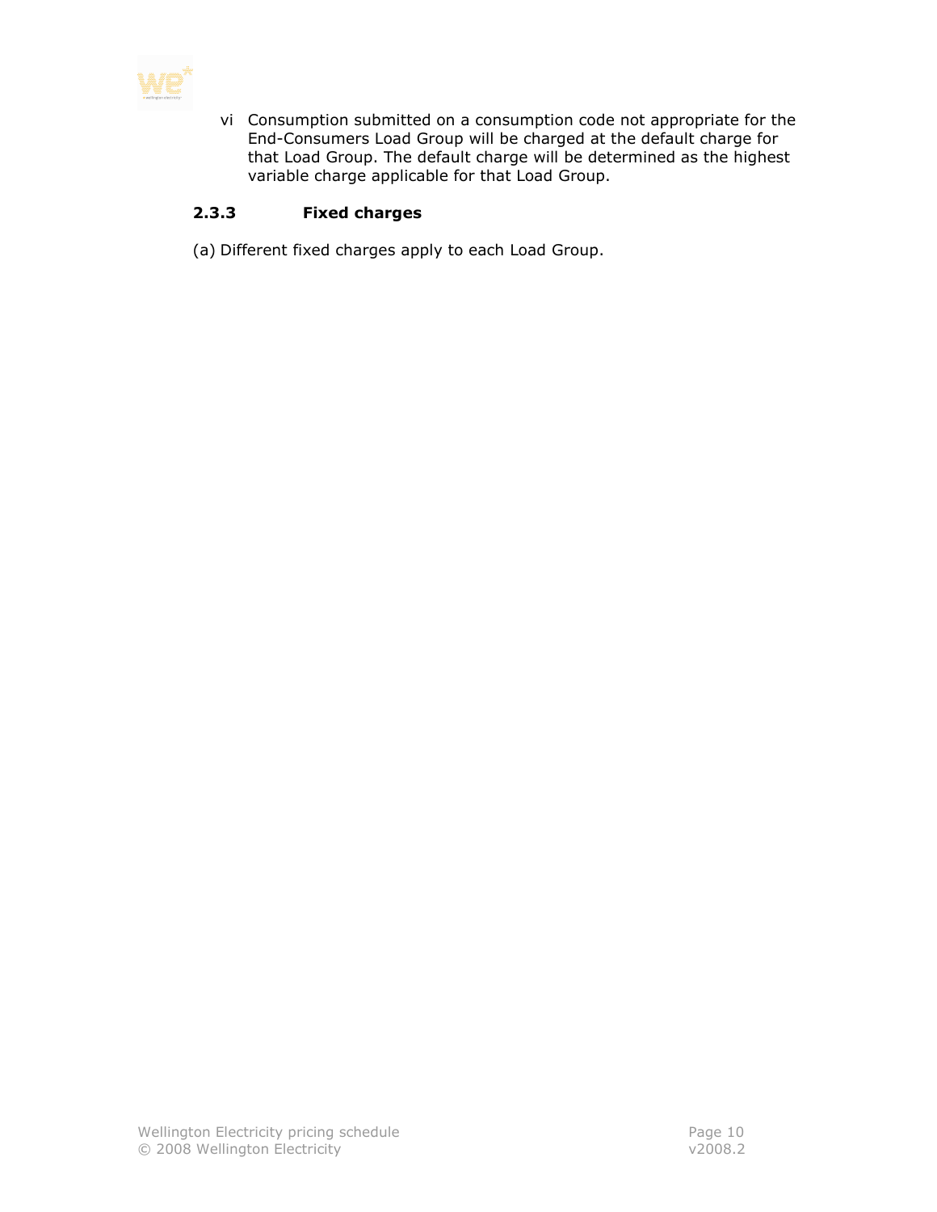vi  Consumption submitted on a consumption code not appropriate for the End-Consumers Load Group will be charged at the default charge for that Load Group. The default charge will be determined as the highest variable charge applicable for that Load Group.

### 2.3.3 Fixed charges

(a) Different fixed charges apply to each Load Group.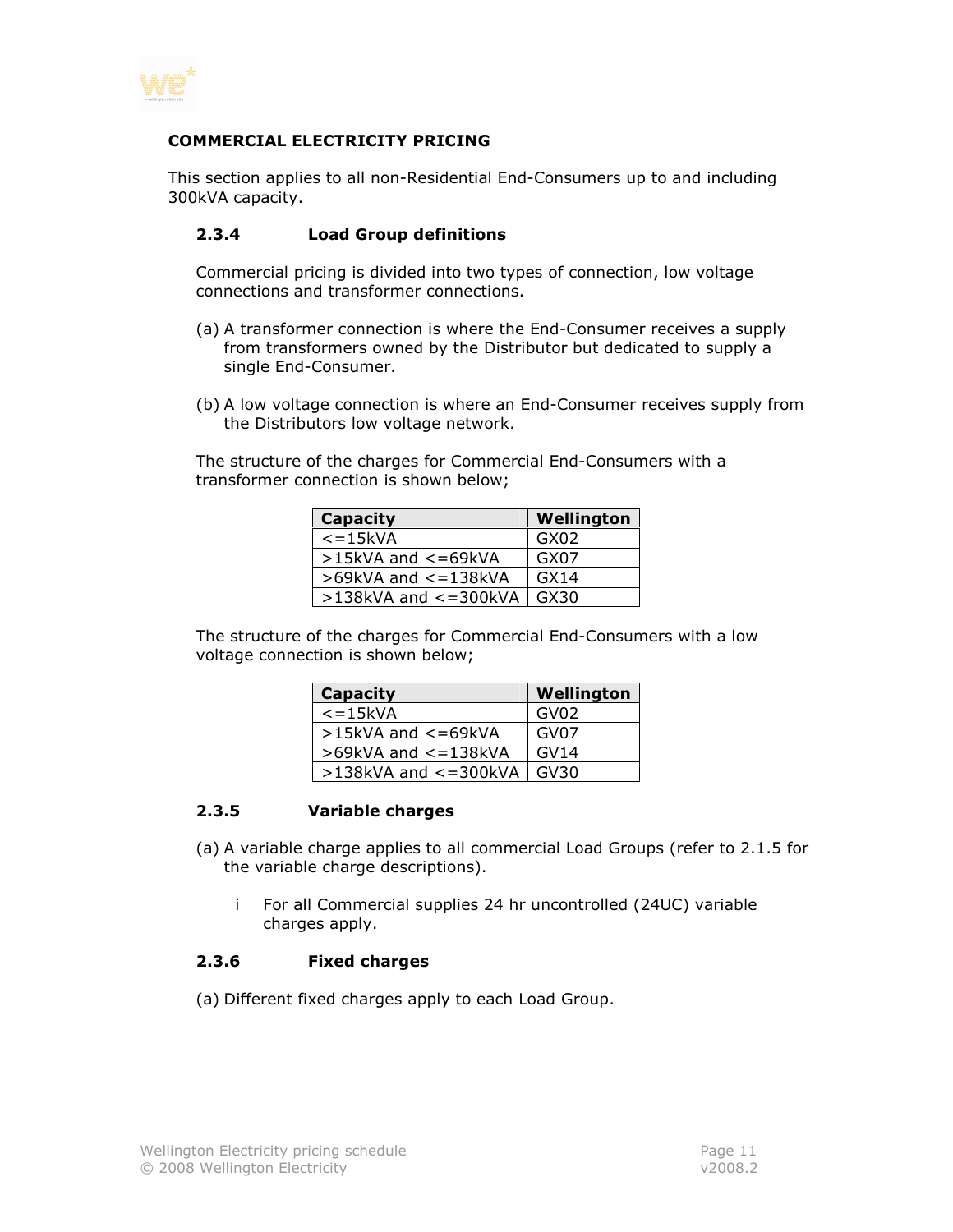**COMMERCIAL ELECTRICITY PRICING**

This section applies to all non-Residential End-Consumers up to and including 300kVA capacity.

### 2.3.4 Load Group definitions

Commercial pricing is divided into two types of connection, low voltage connections and transformer connections.

(a) A transformer connection is where the End-Consumer receives a supply from transformers owned by the Distributor but dedicated to supply a single End-Consumer.

(b) A low voltage connection is where an End-Consumer receives supply from the Distributors low voltage network.

The structure of the charges for Commercial End-Consumers with a transformer connection is shown below;

| Capacity | Wellington |
|---|---|
| <=15kVA | GX02 |
| >15kVA and <=69kVA | GX07 |
| >69kVA and <=138kVA | GX14 |
| >138kVA and <=300kVA | GX30 |

The structure of the charges for Commercial End-Consumers with a low voltage connection is shown below;

| Capacity | Wellington |
|---|---|
| <=15kVA | GV02 |
| >15kVA and <=69kVA | GV07 |
| >69kVA and <=138kVA | GV14 |
| >138kVA and <=300kVA | GV30 |

### 2.3.5 Variable charges

(a) A variable charge applies to all commercial Load Groups (refer to 2.1.5 for the variable charge descriptions).

  i For all Commercial supplies 24 hr uncontrolled (24UC) variable charges apply.

### 2.3.6 Fixed charges

(a) Different fixed charges apply to each Load Group.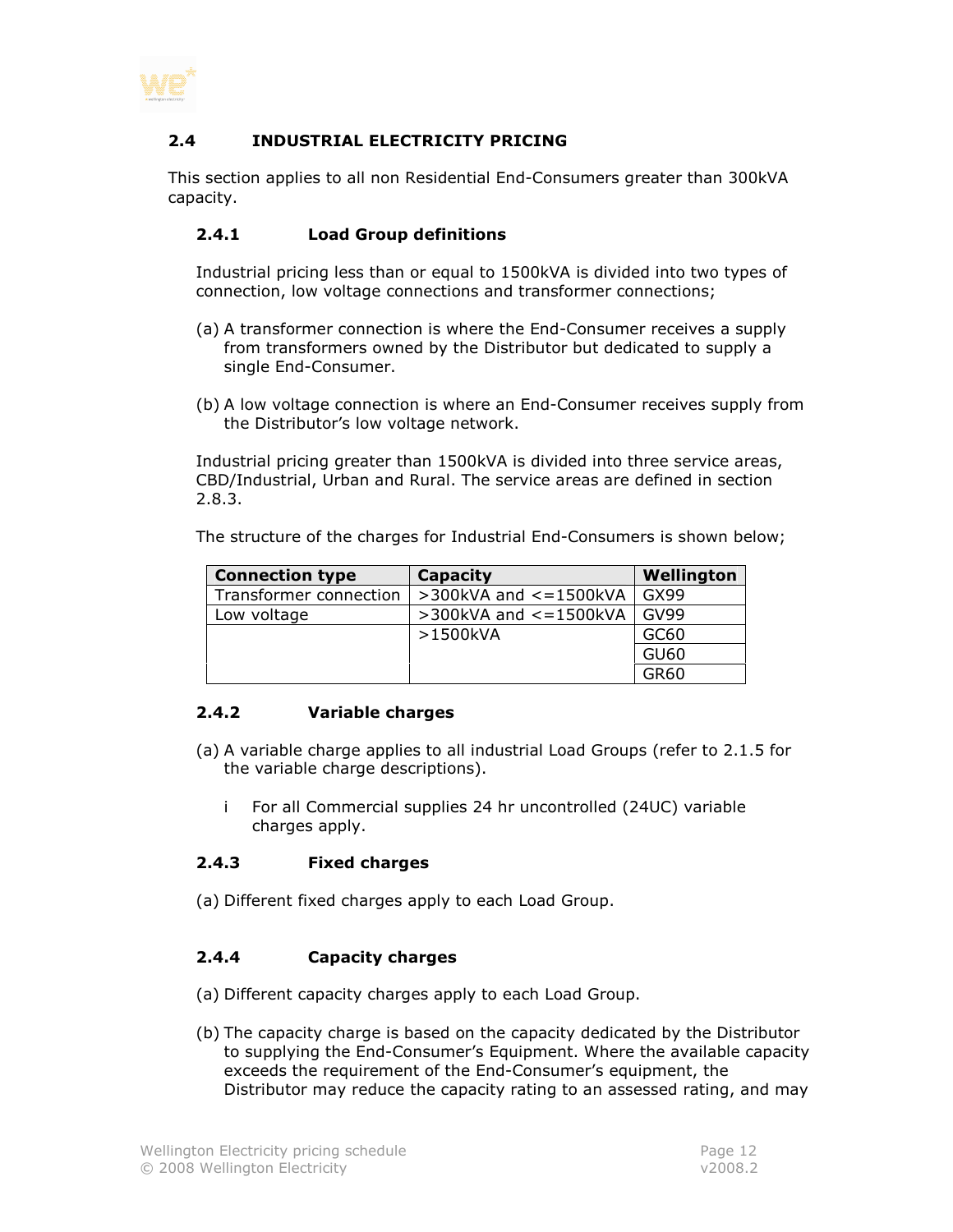## 2.4 INDUSTRIAL ELECTRICITY PRICING

This section applies to all non Residential End-Consumers greater than 300kVA capacity.

### 2.4.1 Load Group definitions

Industrial pricing less than or equal to 1500kVA is divided into two types of connection, low voltage connections and transformer connections;

(a) A transformer connection is where the End-Consumer receives a supply from transformers owned by the Distributor but dedicated to supply a single End-Consumer.

(b) A low voltage connection is where an End-Consumer receives supply from the Distributor's low voltage network.

Industrial pricing greater than 1500kVA is divided into three service areas, CBD/Industrial, Urban and Rural. The service areas are defined in section 2.8.3.

The structure of the charges for Industrial End-Consumers is shown below;

| Connection type | Capacity | Wellington |
|---|---|---|
| Transformer connection | >300kVA and <=1500kVA | GX99 |
| Low voltage | >300kVA and <=1500kVA | GV99 |
| | >1500kVA | GC60 |
| | | GU60 |
| | | GR60 |

### 2.4.2 Variable charges

(a) A variable charge applies to all industrial Load Groups (refer to 2.1.5 for the variable charge descriptions).

  i For all Commercial supplies 24 hr uncontrolled (24UC) variable charges apply.

### 2.4.3 Fixed charges

(a) Different fixed charges apply to each Load Group.

### 2.4.4 Capacity charges

(a) Different capacity charges apply to each Load Group.

(b) The capacity charge is based on the capacity dedicated by the Distributor to supplying the End-Consumer's Equipment. Where the available capacity exceeds the requirement of the End-Consumer's equipment, the Distributor may reduce the capacity rating to an assessed rating, and may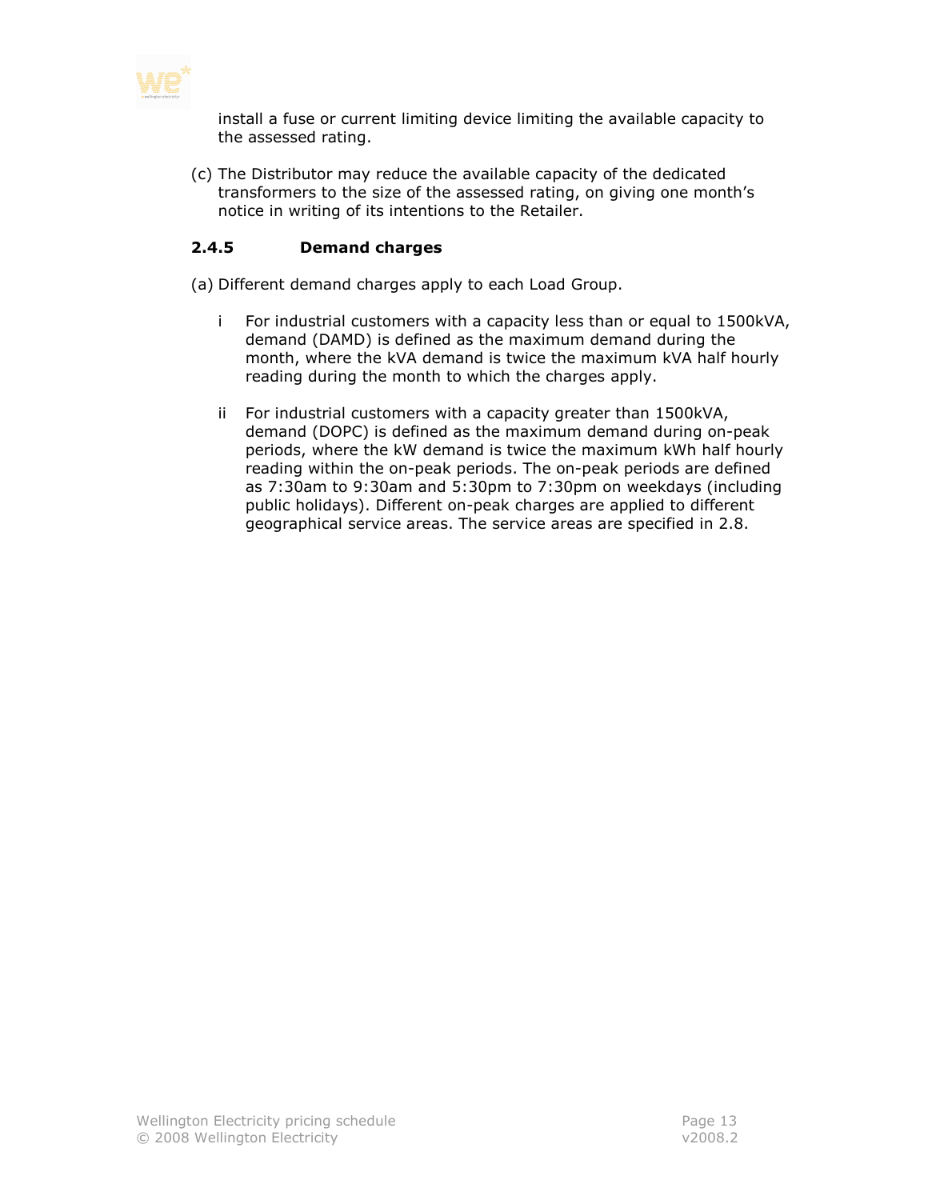install a fuse or current limiting device limiting the available capacity to the assessed rating.

(c) The Distributor may reduce the available capacity of the dedicated transformers to the size of the assessed rating, on giving one month's notice in writing of its intentions to the Retailer.

### 2.4.5 Demand charges

(a) Different demand charges apply to each Load Group.

   i For industrial customers with a capacity less than or equal to 1500kVA, demand (DAMD) is defined as the maximum demand during the month, where the kVA demand is twice the maximum kVA half hourly reading during the month to which the charges apply.

   ii For industrial customers with a capacity greater than 1500kVA, demand (DOPC) is defined as the maximum demand during on-peak periods, where the kW demand is twice the maximum kWh half hourly reading within the on-peak periods. The on-peak periods are defined as 7:30am to 9:30am and 5:30pm to 7:30pm on weekdays (including public holidays). Different on-peak charges are applied to different geographical service areas. The service areas are specified in 2.8.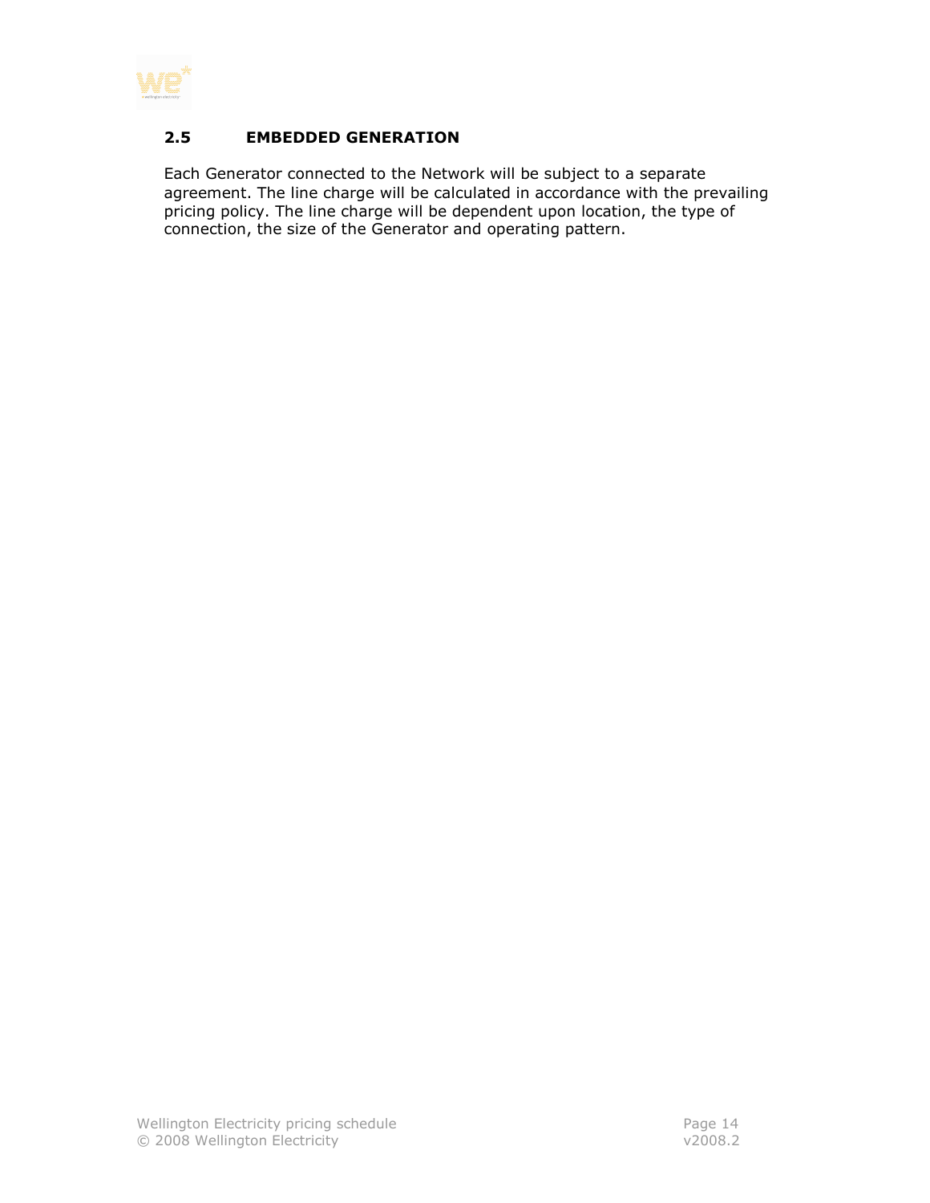## 2.5 EMBEDDED GENERATION

Each Generator connected to the Network will be subject to a separate agreement. The line charge will be calculated in accordance with the prevailing pricing policy. The line charge will be dependent upon location, the type of connection, the size of the Generator and operating pattern.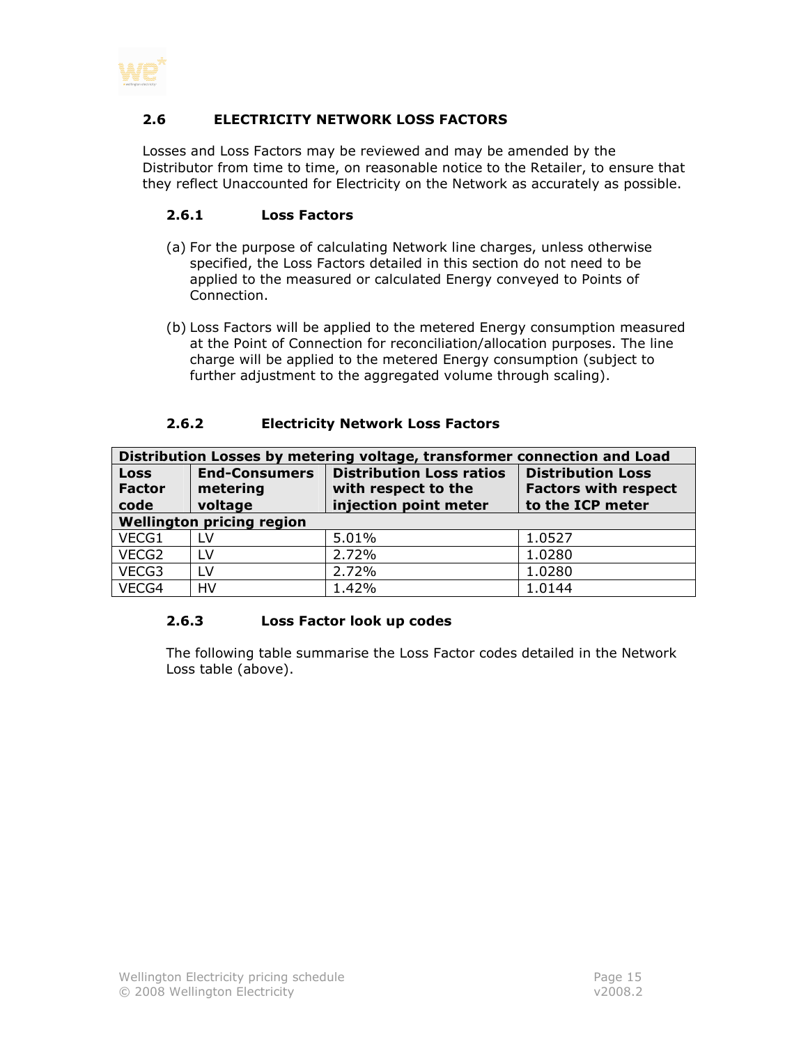## 2.6 ELECTRICITY NETWORK LOSS FACTORS

Losses and Loss Factors may be reviewed and may be amended by the Distributor from time to time, on reasonable notice to the Retailer, to ensure that they reflect Unaccounted for Electricity on the Network as accurately as possible.

### 2.6.1 Loss Factors

(a) For the purpose of calculating Network line charges, unless otherwise specified, the Loss Factors detailed in this section do not need to be applied to the measured or calculated Energy conveyed to Points of Connection.

(b) Loss Factors will be applied to the metered Energy consumption measured at the Point of Connection for reconciliation/allocation purposes. The line charge will be applied to the metered Energy consumption (subject to further adjustment to the aggregated volume through scaling).

### 2.6.2 Electricity Network Loss Factors

| Distribution Losses by metering voltage, transformer connection and Load | | | |
|---|---|---|---|
| **Loss Factor code** | **End-Consumers metering voltage** | **Distribution Loss ratios with respect to the injection point meter** | **Distribution Loss Factors with respect to the ICP meter** |
| **Wellington pricing region** | | | |
| VECG1 | LV | 5.01% | 1.0527 |
| VECG2 | LV | 2.72% | 1.0280 |
| VECG3 | LV | 2.72% | 1.0280 |
| VECG4 | HV | 1.42% | 1.0144 |

### 2.6.3 Loss Factor look up codes

The following table summarise the Loss Factor codes detailed in the Network Loss table (above).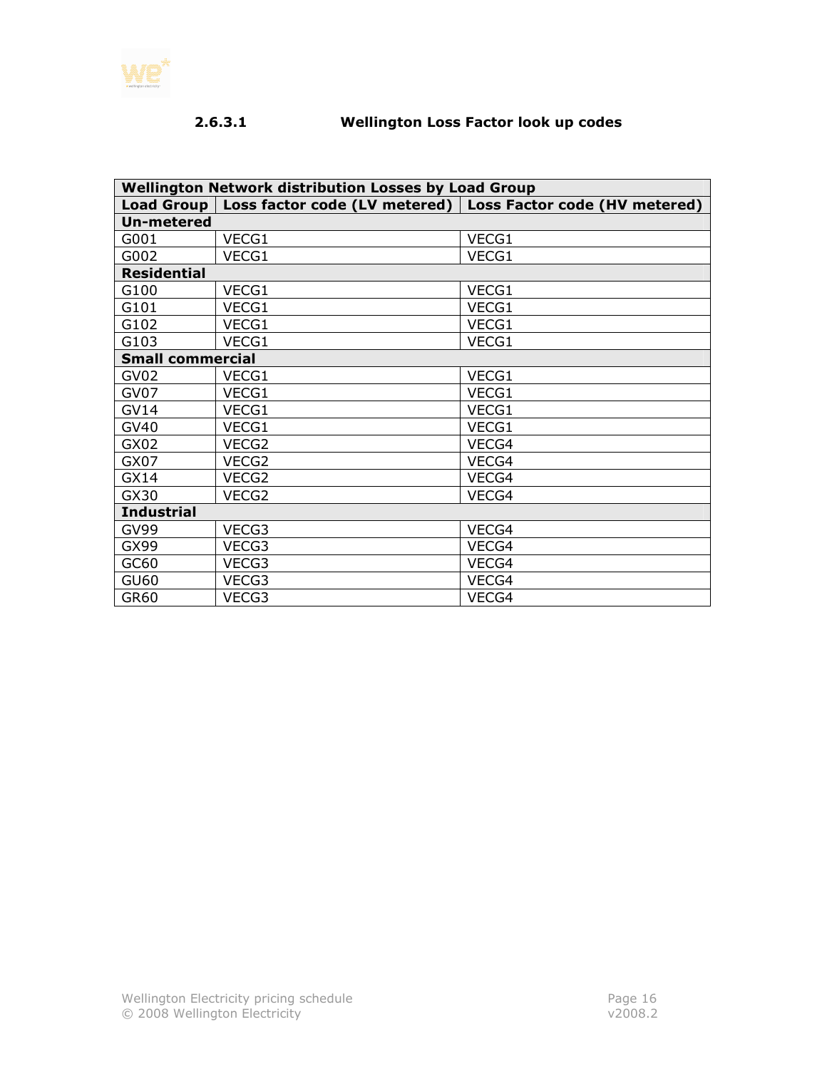#### 2.6.3.1 Wellington Loss Factor look up codes

| Wellington Network distribution Losses by Load Group | | |
|---|---|---|
| **Load Group** | **Loss factor code (LV metered)** | **Loss Factor code (HV metered)** |
| **Un-metered** | | |
| G001 | VECG1 | VECG1 |
| G002 | VECG1 | VECG1 |
| **Residential** | | |
| G100 | VECG1 | VECG1 |
| G101 | VECG1 | VECG1 |
| G102 | VECG1 | VECG1 |
| G103 | VECG1 | VECG1 |
| **Small commercial** | | |
| GV02 | VECG1 | VECG1 |
| GV07 | VECG1 | VECG1 |
| GV14 | VECG1 | VECG1 |
| GV40 | VECG1 | VECG1 |
| GX02 | VECG2 | VECG4 |
| GX07 | VECG2 | VECG4 |
| GX14 | VECG2 | VECG4 |
| GX30 | VECG2 | VECG4 |
| **Industrial** | | |
| GV99 | VECG3 | VECG4 |
| GX99 | VECG3 | VECG4 |
| GC60 | VECG3 | VECG4 |
| GU60 | VECG3 | VECG4 |
| GR60 | VECG3 | VECG4 |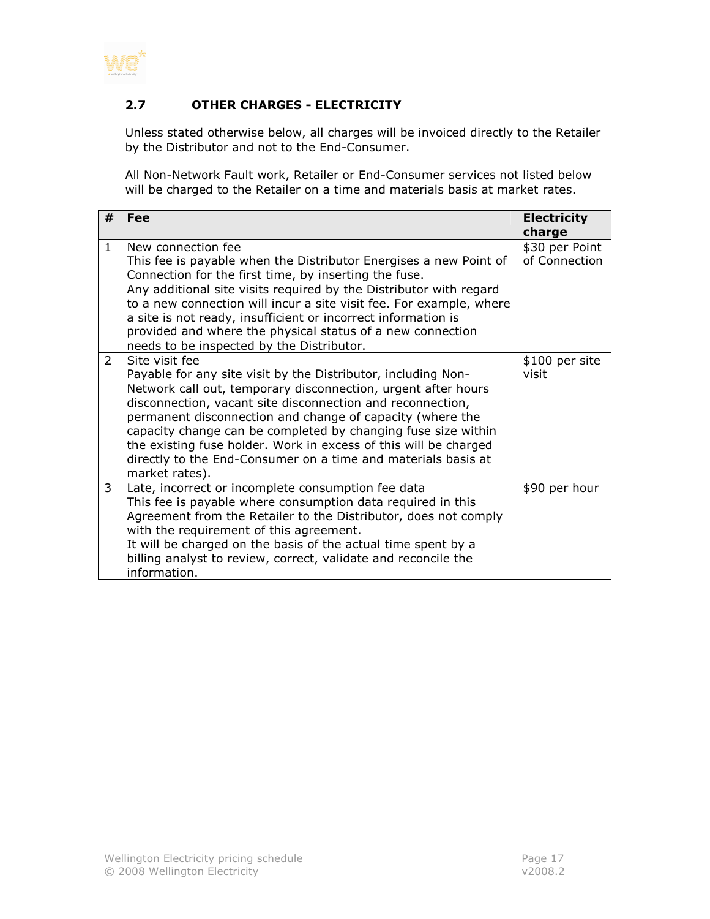## 2.7 OTHER CHARGES - ELECTRICITY

Unless stated otherwise below, all charges will be invoiced directly to the Retailer by the Distributor and not to the End-Consumer.

All Non-Network Fault work, Retailer or End-Consumer services not listed below will be charged to the Retailer on a time and materials basis at market rates.

| # | Fee | Electricity charge |
|---|---|---|
| 1 | New connection fee<br>This fee is payable when the Distributor Energises a new Point of Connection for the first time, by inserting the fuse.<br>Any additional site visits required by the Distributor with regard to a new connection will incur a site visit fee. For example, where a site is not ready, insufficient or incorrect information is provided and where the physical status of a new connection needs to be inspected by the Distributor. | $30 per Point of Connection |
| 2 | Site visit fee<br>Payable for any site visit by the Distributor, including Non-Network call out, temporary disconnection, urgent after hours disconnection, vacant site disconnection and reconnection, permanent disconnection and change of capacity (where the capacity change can be completed by changing fuse size within the existing fuse holder. Work in excess of this will be charged directly to the End-Consumer on a time and materials basis at market rates). | $100 per site visit |
| 3 | Late, incorrect or incomplete consumption fee data<br>This fee is payable where consumption data required in this Agreement from the Retailer to the Distributor, does not comply with the requirement of this agreement.<br>It will be charged on the basis of the actual time spent by a billing analyst to review, correct, validate and reconcile the information. | $90 per hour |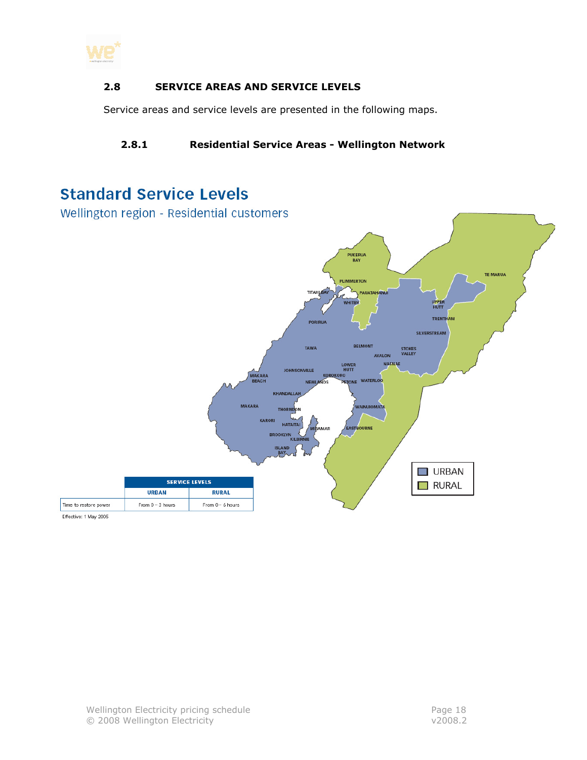## 2.8 SERVICE AREAS AND SERVICE LEVELS

Service areas and service levels are presented in the following maps.

### 2.8.1 Residential Service Areas - Wellington Network

# Standard Service Levels

Wellington region - Residential customers

| | SERVICE LEVELS | |
|---|---|---|
| | URBAN | RURAL |
| Time to restore power | From 0 – 3 hours | From 0 – 6 hours |

Effective: 1 May 2005

URBAN

RURAL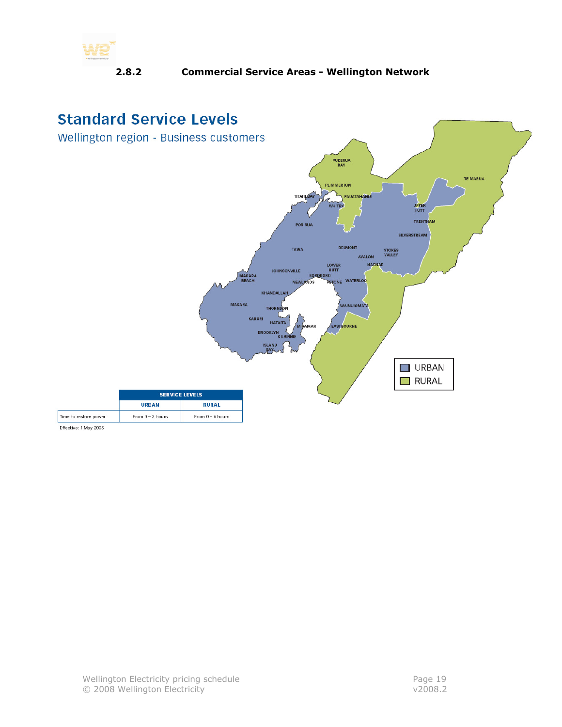### 2.8.2 Commercial Service Areas - Wellington Network

## Standard Service Levels

Wellington region - Business customers

| | SERVICE LEVELS | |
|---|---|---|
| | URBAN | RURAL |
| Time to restore power | From 0 – 3 hours | From 0 – 6 hours |

Effective: 1 May 2005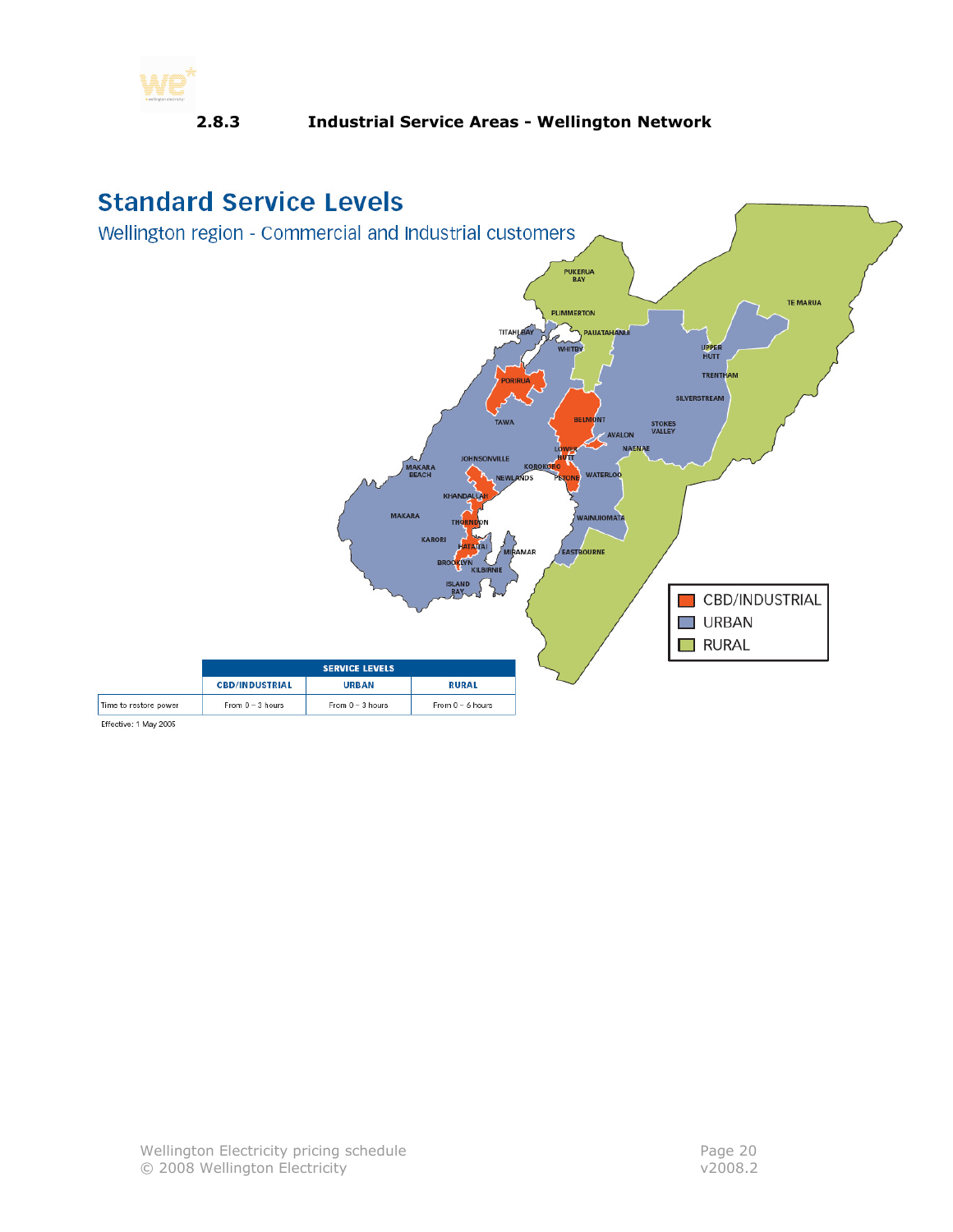### 2.8.3 Industrial Service Areas - Wellington Network

## Standard Service Levels

Wellington region - Commercial and Industrial customers

PUKERUA BAY
PLIMMERTON
TITAHI BAY
PAUATAHANUI
WHITBY
PORIRUA
TE MARUA
UPPER HUTT
TRENTHAM
SILVERSTREAM
TAWA
BELMONT
STOKES VALLEY
AVALON
LOWER HUTT
NAENAE
JOHNSONVILLE
MAKARA BEACH
KOROKORO
NEWLANDS
PETONE
WATERLOO
KHANDALLAH
MAKARA
THORNDON
WAINUIOMATA
KARORI
HATAITAI
MIRAMAR
EASTBOURNE
BROOKLYN
KILBIRNIE
ISLAND BAY

CBD/INDUSTRIAL
URBAN
RURAL

| | SERVICE LEVELS | | |
|---|---|---|---|
| | CBD/INDUSTRIAL | URBAN | RURAL |
| Time to restore power | From 0 – 3 hours | From 0 – 3 hours | From 0 – 6 hours |

Effective: 1 May 2005